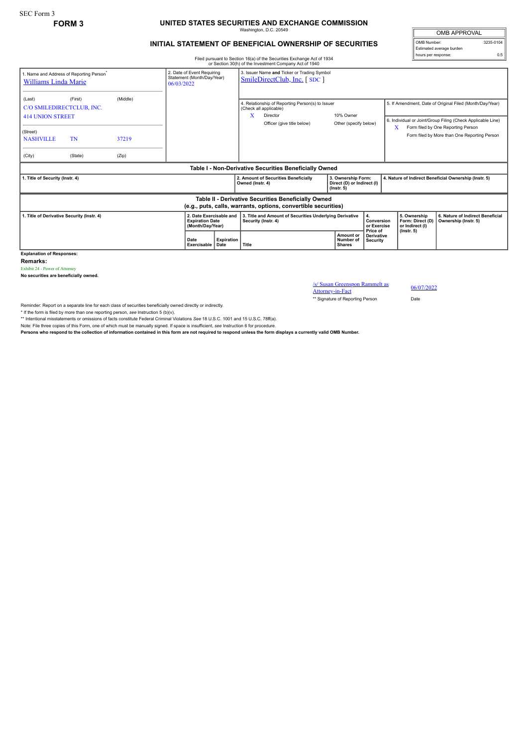SEC Form 3

**FORM 3**

# UNITED STATES SECURITIES AND EXCHANGE COMMISSION

Washington, D.C. 20549

## INITIAL STATEMENT OF BENEFICIAL OWNERSHIP OF SECURITIES

| OMB APPROVAL | |
|---|---|
| OMB Number: | 3235-0104 |
| Estimated average burden | |
| hours per response: | 0.5 |

Filed pursuant to Section 16(a) of the Securities Exchange Act of 1934 or Section 30(h) of the Investment Company Act of 1940

1. Name and Address of Reporting Person*
Williams Linda Marie

(Last) (First) (Middle)
C/O SMILEDIRECTCLUB, INC.
414 UNION STREET

(Street)
NASHVILLE TN 37219

(City) (State) (Zip)

2. Date of Event Requiring Statement (Month/Day/Year)
06/03/2022

3. Issuer Name and Ticker or Trading Symbol
SmileDirectClub, Inc. [ SDC ]

4. Relationship of Reporting Person(s) to Issuer (Check all applicable)
X Director
10% Owner
Officer (give title below)
Other (specify below)

5. If Amendment, Date of Original Filed (Month/Day/Year)

6. Individual or Joint/Group Filing (Check Applicable Line)
X Form filed by One Reporting Person
Form filed by More than One Reporting Person

### Table I - Non-Derivative Securities Beneficially Owned

| 1. Title of Security (Instr. 4) | 2. Amount of Securities Beneficially Owned (Instr. 4) | 3. Ownership Form: Direct (D) or Indirect (I) (Instr. 5) | 4. Nature of Indirect Beneficial Ownership (Instr. 5) |
|---|---|---|---|

### Table II - Derivative Securities Beneficially Owned (e.g., puts, calls, warrants, options, convertible securities)

| 1. Title of Derivative Security (Instr. 4) | 2. Date Exercisable and Expiration Date (Month/Day/Year) | | 3. Title and Amount of Securities Underlying Derivative Security (Instr. 4) | | 4. Conversion or Exercise Price of Derivative Security | 5. Ownership Form: Direct (D) or Indirect (I) (Instr. 5) | 6. Nature of Indirect Beneficial Ownership (Instr. 5) |
|---|---|---|---|---|---|---|---|
| | Date Exercisable | Expiration Date | Title | Amount or Number of Shares | | | |

**Explanation of Responses:**

**Remarks:**

Exhibit 24 - Power of Attorney

**No securities are beneficially owned.**

/s/ Susan Greenspon Rammelt as Attorney-in-Fact — 06/07/2022

** Signature of Reporting Person — Date

Reminder: Report on a separate line for each class of securities beneficially owned directly or indirectly.

* If the form is filed by more than one reporting person, *see* Instruction 5 (b)(v).

** Intentional misstatements or omissions of facts constitute Federal Criminal Violations *See* 18 U.S.C. 1001 and 15 U.S.C. 78ff(a).

Note: File three copies of this Form, one of which must be manually signed. If space is insufficient, *see* Instruction 6 for procedure.

**Persons who respond to the collection of information contained in this form are not required to respond unless the form displays a currently valid OMB Number.**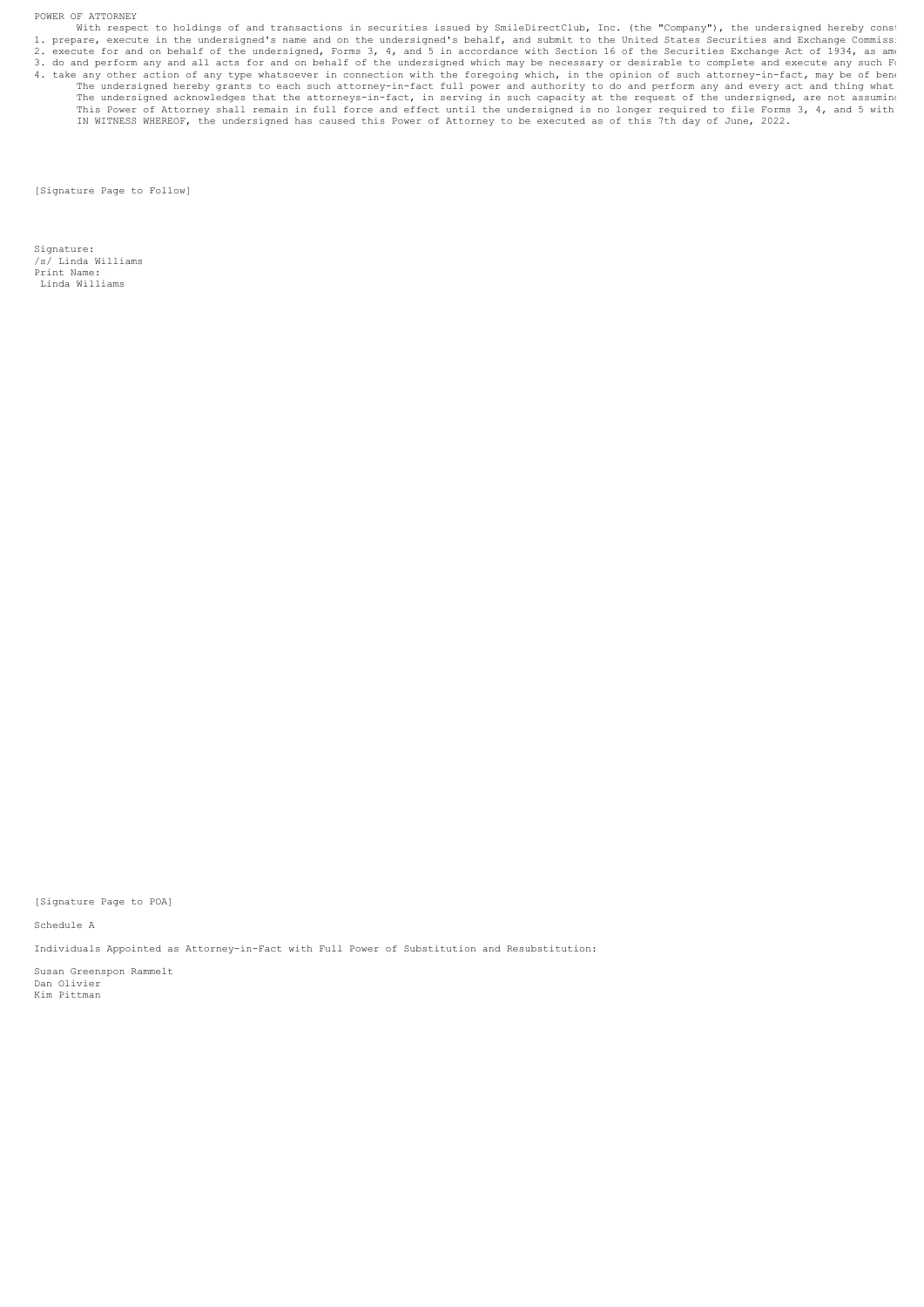POWER OF ATTORNEY

With respect to holdings of and transactions in securities issued by SmileDirectClub, Inc. (the "Company"), the undersigned hereby const

1. prepare, execute in the undersigned's name and on the undersigned's behalf, and submit to the United States Securities and Exchange Commiss
2. execute for and on behalf of the undersigned, Forms 3, 4, and 5 in accordance with Section 16 of the Securities Exchange Act of 1934, as ame
3. do and perform any and all acts for and on behalf of the undersigned which may be necessary or desirable to complete and execute any such Fo
4. take any other action of any type whatsoever in connection with the foregoing which, in the opinion of such attorney-in-fact, may be of bene

The undersigned hereby grants to each such attorney-in-fact full power and authority to do and perform any and every act and thing what

The undersigned acknowledges that the attorneys-in-fact, in serving in such capacity at the request of the undersigned, are not assuming

This Power of Attorney shall remain in full force and effect until the undersigned is no longer required to file Forms 3, 4, and 5 with

IN WITNESS WHEREOF, the undersigned has caused this Power of Attorney to be executed as of this 7th day of June, 2022.

[Signature Page to Follow]

Signature:
/s/ Linda Williams
Print Name:
Linda Williams

[Signature Page to POA]

Schedule A

Individuals Appointed as Attorney-in-Fact with Full Power of Substitution and Resubstitution:

Susan Greenspon Rammelt
Dan Olivier
Kim Pittman